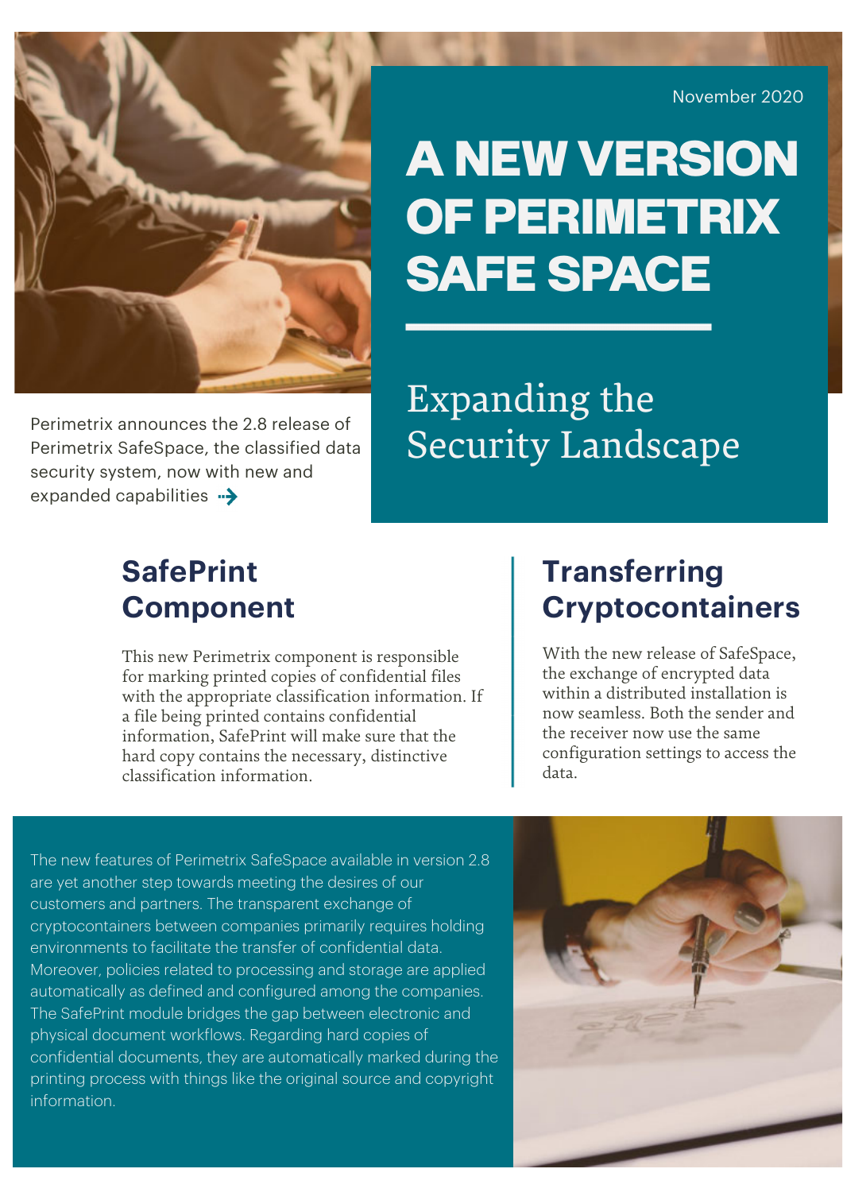November 2020

# A NEW VERSION OF PERIMETRIX SAFE SPACE

## Expanding the Security Landscape

Perimetrix announces the 2.8 release of Perimetrix SafeSpace, the classified data security system, now with new and expanded capabilities

## SafePrint Component

This new Perimetrix component is responsible for marking printed copies of confidential files with the appropriate classification information. If a file being printed contains confidential information, SafePrint will make sure that the hard copy contains the necessary, distinctive classification information.

## Transferring Cryptocontainers

With the new release of SafeSpace, the exchange of encrypted data within a distributed installation is now seamless. Both the sender and the receiver now use the same configuration settings to access the data.

The new features of Perimetrix SafeSpace available in version 2.8 are yet another step towards meeting the desires of our customers and partners. The transparent exchange of cryptocontainers between companies primarily requires holding environments to facilitate the transfer of confidential data. Moreover, policies related to processing and storage are applied automatically as defined and configured among the companies. The SafePrint module bridges the gap between electronic and physical document workflows. Regarding hard copies of confidential documents, they are automatically marked during the printing process with things like the original source and copyright information.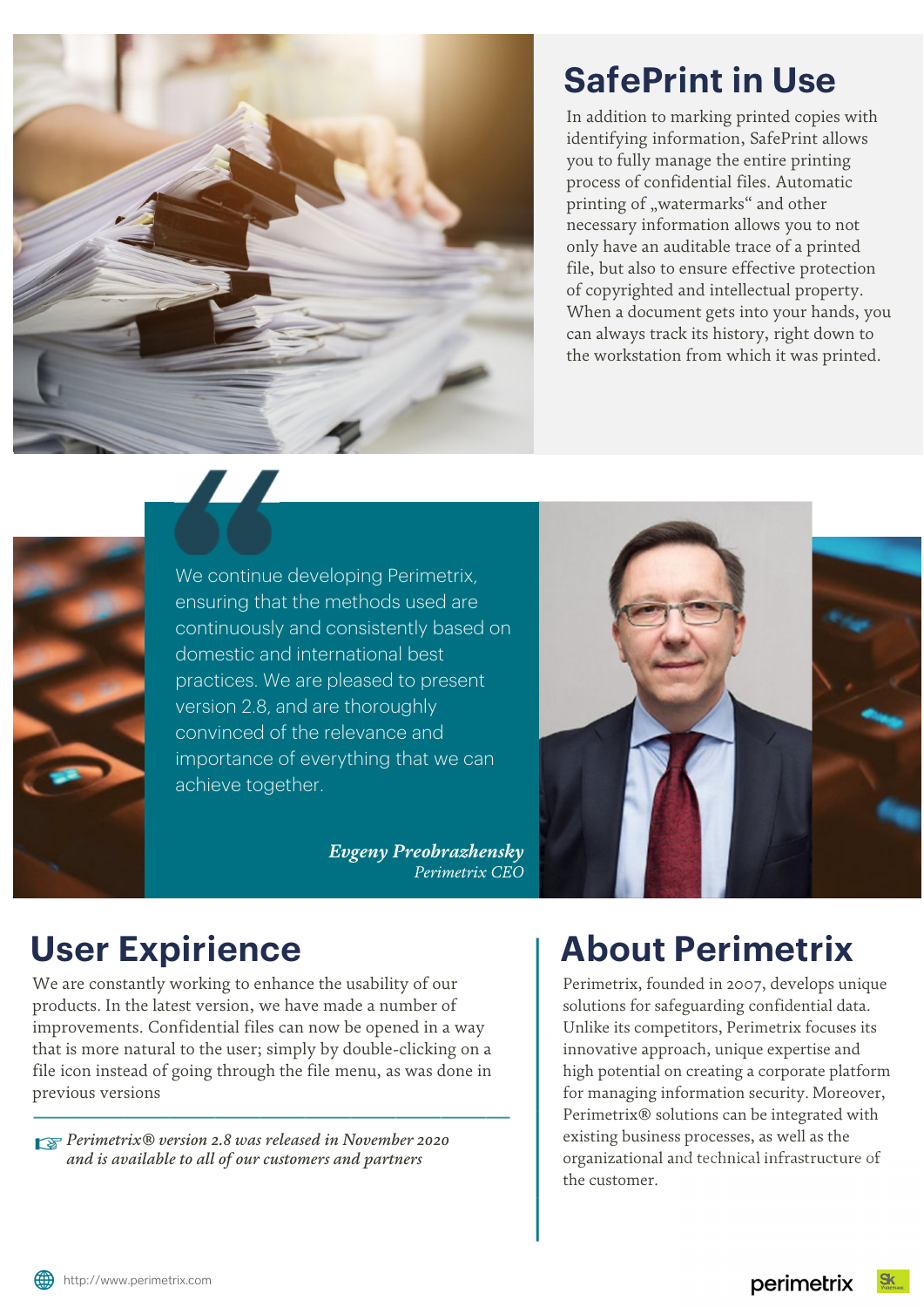## SafePrint in Use

In addition to marking printed copies with identifying information, SafePrint allows you to fully manage the entire printing process of confidential files. Automatic printing of „watermarks“ and other necessary information allows you to not only have an auditable trace of a printed file, but also to ensure effective protection of copyrighted and intellectual property. When a document gets into your hands, you can always track its history, right down to the workstation from which it was printed.

> We continue developing Perimetrix, ensuring that the methods used are continuously and consistently based on domestic and international best practices. We are pleased to present version 2.8, and are thoroughly convinced of the relevance and importance of everything that we can achieve together.
>
> ***Evgeny Preobrazhensky***
> *Perimetrix CEO*

## User Expirience

We are constantly working to enhance the usability of our products. In the latest version, we have made a number of improvements. Confidential files can now be opened in a way that is more natural to the user; simply by double-clicking on a file icon instead of going through the file menu, as was done in previous versions

☞ *Perimetrix® version 2.8 was released in November 2020 and is available to all of our customers and partners*

## About Perimetrix

Perimetrix, founded in 2007, develops unique solutions for safeguarding confidential data. Unlike its competitors, Perimetrix focuses its innovative approach, unique expertise and high potential on creating a corporate platform for managing information security. Moreover, Perimetrix® solutions can be integrated with existing business processes, as well as the organizational and technical infrastructure of the customer.

http://www.perimetrix.com

perimetrix